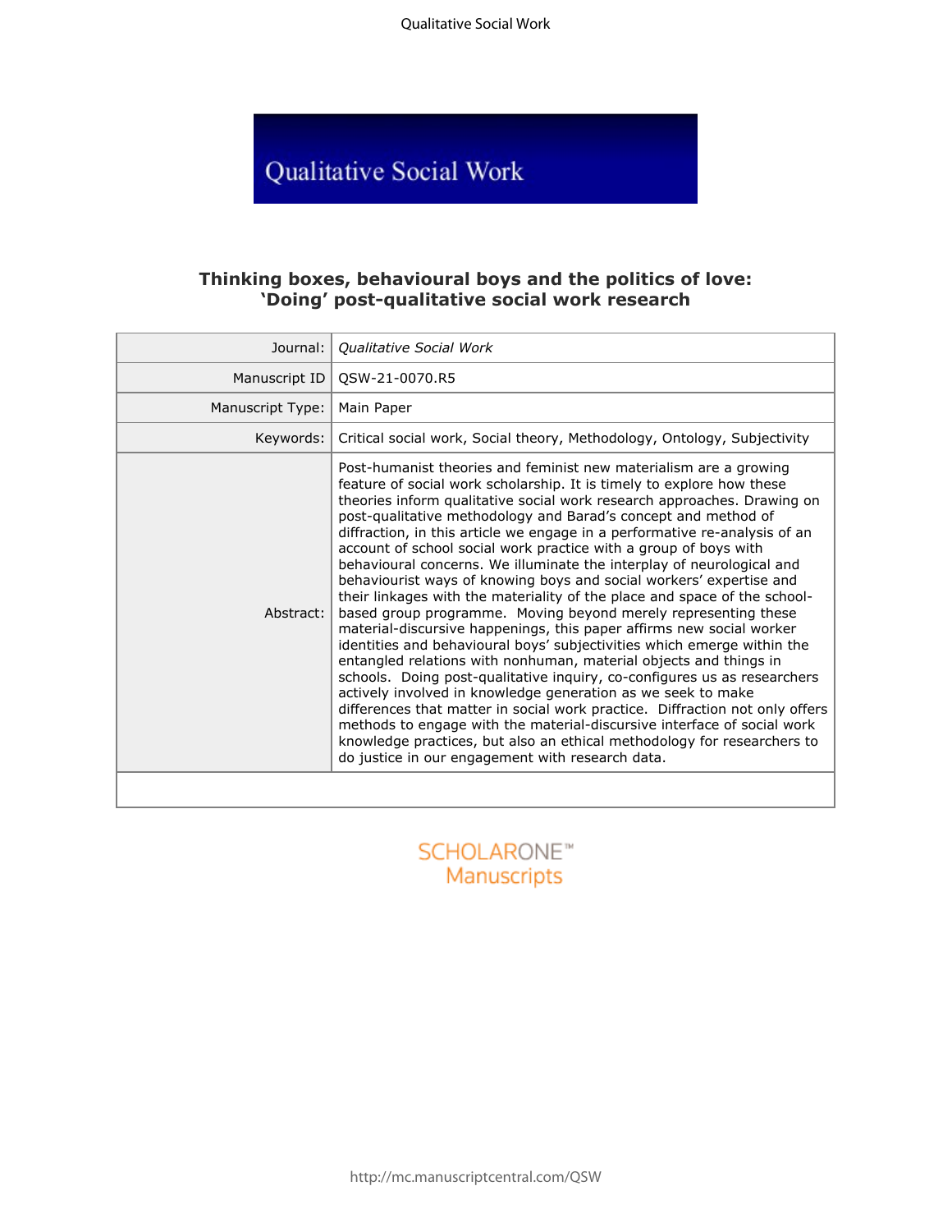# Thinking boxes, behavioural boys and the politics of love: 'Doing' post-qualitative social work research

| | |
|---|---|
| Journal: | *Qualitative Social Work* |
| Manuscript ID | QSW-21-0070.R5 |
| Manuscript Type: | Main Paper |
| Keywords: | Critical social work, Social theory, Methodology, Ontology, Subjectivity |
| Abstract: | Post-humanist theories and feminist new materialism are a growing feature of social work scholarship. It is timely to explore how these theories inform qualitative social work research approaches. Drawing on post-qualitative methodology and Barad's concept and method of diffraction, in this article we engage in a performative re-analysis of an account of school social work practice with a group of boys with behavioural concerns. We illuminate the interplay of neurological and behaviourist ways of knowing boys and social workers' expertise and their linkages with the materiality of the place and space of the school-based group programme. Moving beyond merely representing these material-discursive happenings, this paper affirms new social worker identities and behavioural boys' subjectivities which emerge within the entangled relations with nonhuman, material objects and things in schools. Doing post-qualitative inquiry, co-configures us as researchers actively involved in knowledge generation as we seek to make differences that matter in social work practice. Diffraction not only offers methods to engage with the material-discursive interface of social work knowledge practices, but also an ethical methodology for researchers to do justice in our engagement with research data. |

SCHOLARONE™ Manuscripts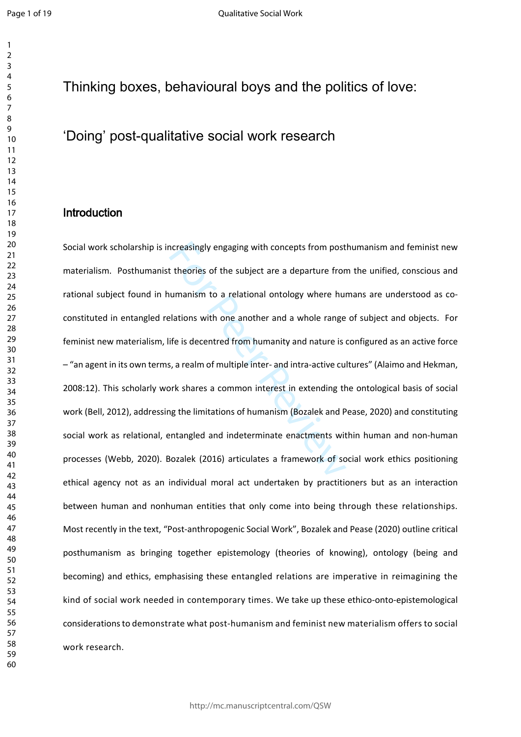# Thinking boxes, behavioural boys and the politics of love:

# 'Doing' post-qualitative social work research

## Introduction

Social work scholarship is increasingly engaging with concepts from posthumanism and feminist new materialism. Posthumanist theories of the subject are a departure from the unified, conscious and rational subject found in humanism to a relational ontology where humans are understood as co-constituted in entangled relations with one another and a whole range of subject and objects. For feminist new materialism, life is decentred from humanity and nature is configured as an active force – "an agent in its own terms, a realm of multiple inter- and intra-active cultures" (Alaimo and Hekman, 2008:12). This scholarly work shares a common interest in extending the ontological basis of social work (Bell, 2012), addressing the limitations of humanism (Bozalek and Pease, 2020) and constituting social work as relational, entangled and indeterminate enactments within human and non-human processes (Webb, 2020). Bozalek (2016) articulates a framework of social work ethics positioning ethical agency not as an individual moral act undertaken by practitioners but as an interaction between human and nonhuman entities that only come into being through these relationships. Most recently in the text, "Post-anthropogenic Social Work", Bozalek and Pease (2020) outline critical posthumanism as bringing together epistemology (theories of knowing), ontology (being and becoming) and ethics, emphasising these entangled relations are imperative in reimagining the kind of social work needed in contemporary times. We take up these ethico-onto-epistemological considerations to demonstrate what post-humanism and feminist new materialism offers to social work research.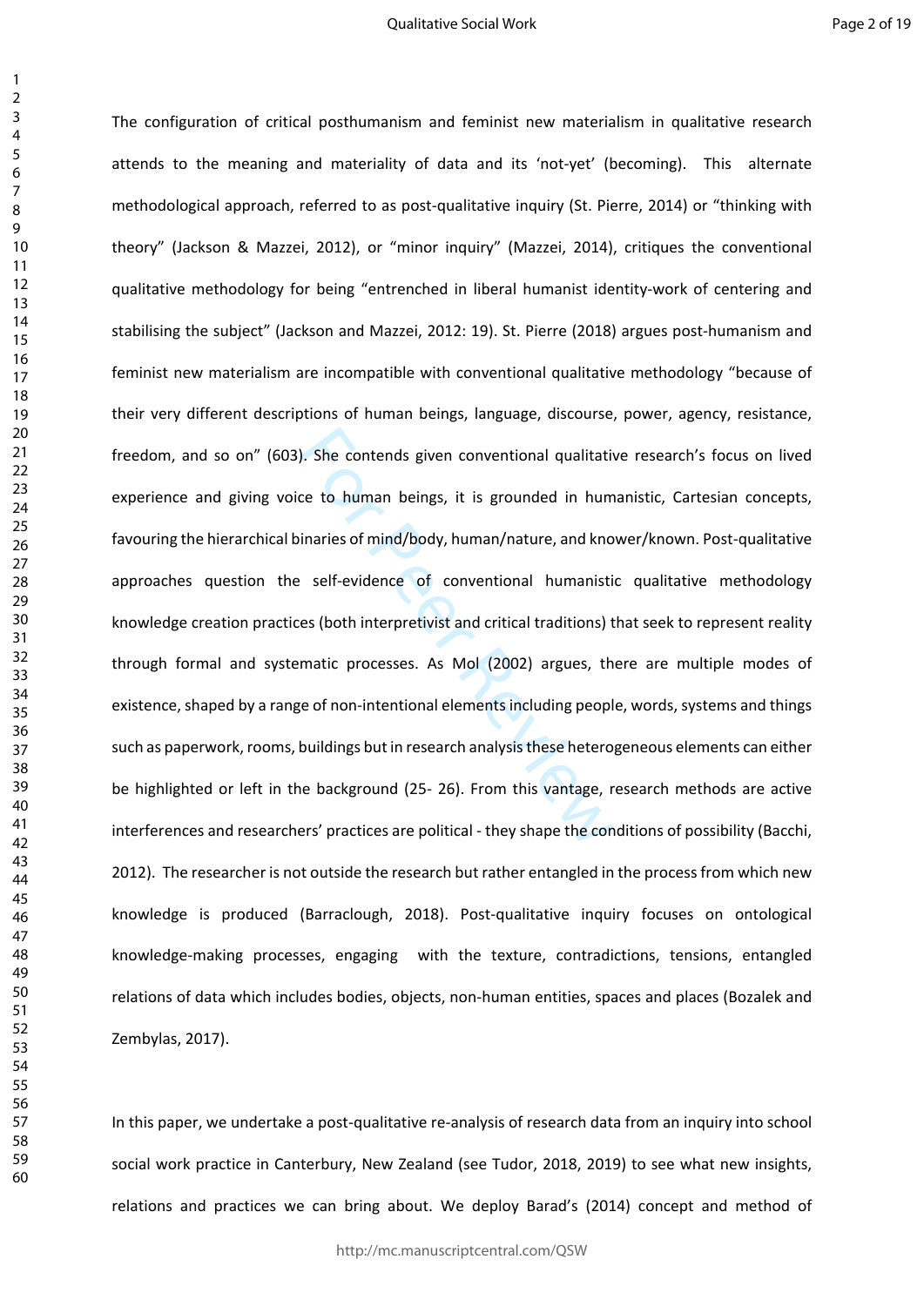The configuration of critical posthumanism and feminist new materialism in qualitative research attends to the meaning and materiality of data and its 'not-yet' (becoming). This alternate methodological approach, referred to as post-qualitative inquiry (St. Pierre, 2014) or "thinking with theory" (Jackson & Mazzei, 2012), or "minor inquiry" (Mazzei, 2014), critiques the conventional qualitative methodology for being "entrenched in liberal humanist identity-work of centering and stabilising the subject" (Jackson and Mazzei, 2012: 19). St. Pierre (2018) argues post-humanism and feminist new materialism are incompatible with conventional qualitative methodology "because of their very different descriptions of human beings, language, discourse, power, agency, resistance, freedom, and so on" (603). She contends given conventional qualitative research's focus on lived experience and giving voice to human beings, it is grounded in humanistic, Cartesian concepts, favouring the hierarchical binaries of mind/body, human/nature, and knower/known. Post-qualitative approaches question the self-evidence of conventional humanistic qualitative methodology knowledge creation practices (both interpretivist and critical traditions) that seek to represent reality through formal and systematic processes. As Mol (2002) argues, there are multiple modes of existence, shaped by a range of non-intentional elements including people, words, systems and things such as paperwork, rooms, buildings but in research analysis these heterogeneous elements can either be highlighted or left in the background (25- 26). From this vantage, research methods are active interferences and researchers' practices are political - they shape the conditions of possibility (Bacchi, 2012). The researcher is not outside the research but rather entangled in the process from which new knowledge is produced (Barraclough, 2018). Post-qualitative inquiry focuses on ontological knowledge-making processes, engaging with the texture, contradictions, tensions, entangled relations of data which includes bodies, objects, non-human entities, spaces and places (Bozalek and Zembylas, 2017).

In this paper, we undertake a post-qualitative re-analysis of research data from an inquiry into school social work practice in Canterbury, New Zealand (see Tudor, 2018, 2019) to see what new insights, relations and practices we can bring about. We deploy Barad's (2014) concept and method of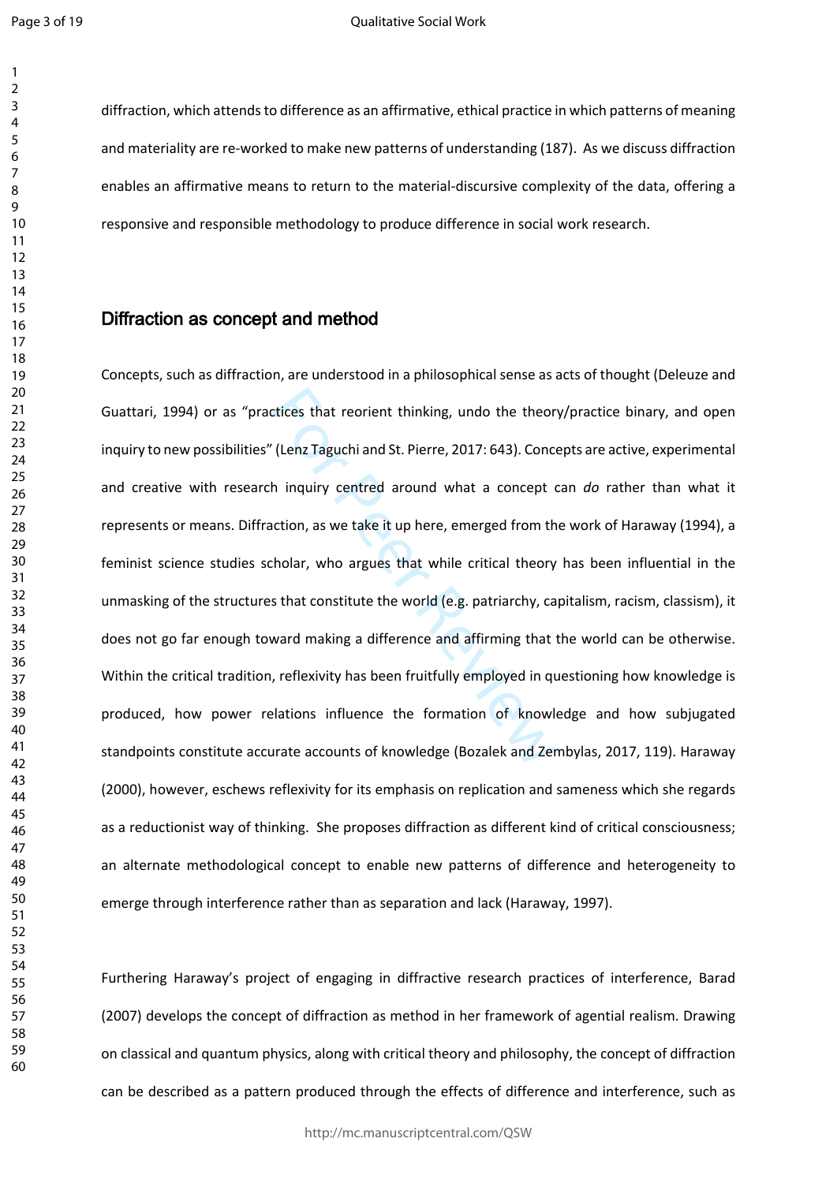diffraction, which attends to difference as an affirmative, ethical practice in which patterns of meaning and materiality are re-worked to make new patterns of understanding (187). As we discuss diffraction enables an affirmative means to return to the material-discursive complexity of the data, offering a responsive and responsible methodology to produce difference in social work research.

## Diffraction as concept and method

Concepts, such as diffraction, are understood in a philosophical sense as acts of thought (Deleuze and Guattari, 1994) or as "practices that reorient thinking, undo the theory/practice binary, and open inquiry to new possibilities" (Lenz Taguchi and St. Pierre, 2017: 643). Concepts are active, experimental and creative with research inquiry centred around what a concept can *do* rather than what it represents or means. Diffraction, as we take it up here, emerged from the work of Haraway (1994), a feminist science studies scholar, who argues that while critical theory has been influential in the unmasking of the structures that constitute the world (e.g. patriarchy, capitalism, racism, classism), it does not go far enough toward making a difference and affirming that the world can be otherwise. Within the critical tradition, reflexivity has been fruitfully employed in questioning how knowledge is produced, how power relations influence the formation of knowledge and how subjugated standpoints constitute accurate accounts of knowledge (Bozalek and Zembylas, 2017, 119). Haraway (2000), however, eschews reflexivity for its emphasis on replication and sameness which she regards as a reductionist way of thinking. She proposes diffraction as different kind of critical consciousness; an alternate methodological concept to enable new patterns of difference and heterogeneity to emerge through interference rather than as separation and lack (Haraway, 1997).

Furthering Haraway's project of engaging in diffractive research practices of interference, Barad (2007) develops the concept of diffraction as method in her framework of agential realism. Drawing on classical and quantum physics, along with critical theory and philosophy, the concept of diffraction can be described as a pattern produced through the effects of difference and interference, such as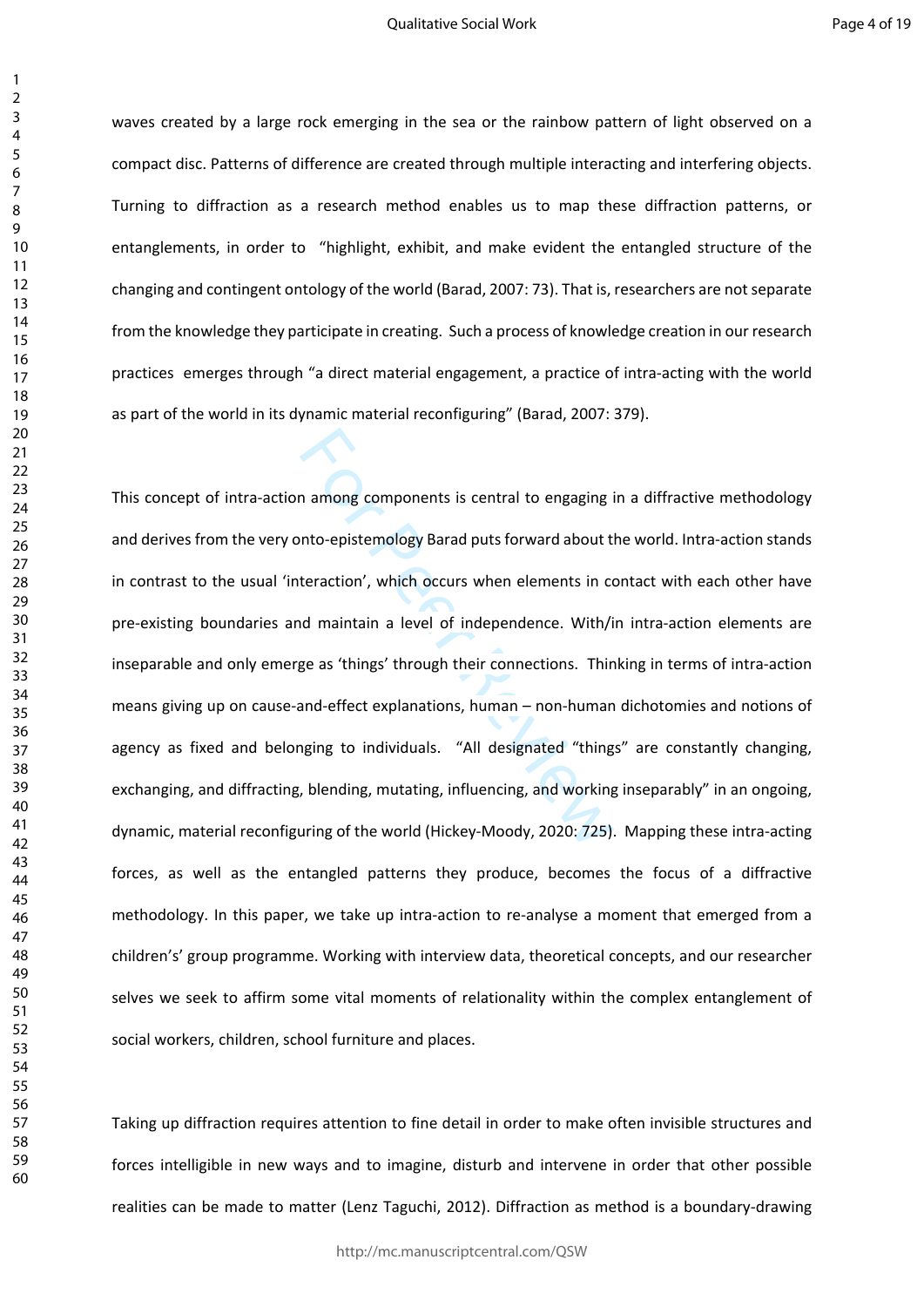waves created by a large rock emerging in the sea or the rainbow pattern of light observed on a compact disc. Patterns of difference are created through multiple interacting and interfering objects. Turning to diffraction as a research method enables us to map these diffraction patterns, or entanglements, in order to "highlight, exhibit, and make evident the entangled structure of the changing and contingent ontology of the world (Barad, 2007: 73). That is, researchers are not separate from the knowledge they participate in creating. Such a process of knowledge creation in our research practices emerges through "a direct material engagement, a practice of intra-acting with the world as part of the world in its dynamic material reconfiguring" (Barad, 2007: 379).

This concept of intra-action among components is central to engaging in a diffractive methodology and derives from the very onto-epistemology Barad puts forward about the world. Intra-action stands in contrast to the usual 'interaction', which occurs when elements in contact with each other have pre-existing boundaries and maintain a level of independence. With/in intra-action elements are inseparable and only emerge as 'things' through their connections. Thinking in terms of intra-action means giving up on cause-and-effect explanations, human – non-human dichotomies and notions of agency as fixed and belonging to individuals. "All designated "things" are constantly changing, exchanging, and diffracting, blending, mutating, influencing, and working inseparably" in an ongoing, dynamic, material reconfiguring of the world (Hickey-Moody, 2020: 725). Mapping these intra-acting forces, as well as the entangled patterns they produce, becomes the focus of a diffractive methodology. In this paper, we take up intra-action to re-analyse a moment that emerged from a children's' group programme. Working with interview data, theoretical concepts, and our researcher selves we seek to affirm some vital moments of relationality within the complex entanglement of social workers, children, school furniture and places.

Taking up diffraction requires attention to fine detail in order to make often invisible structures and forces intelligible in new ways and to imagine, disturb and intervene in order that other possible realities can be made to matter (Lenz Taguchi, 2012). Diffraction as method is a boundary-drawing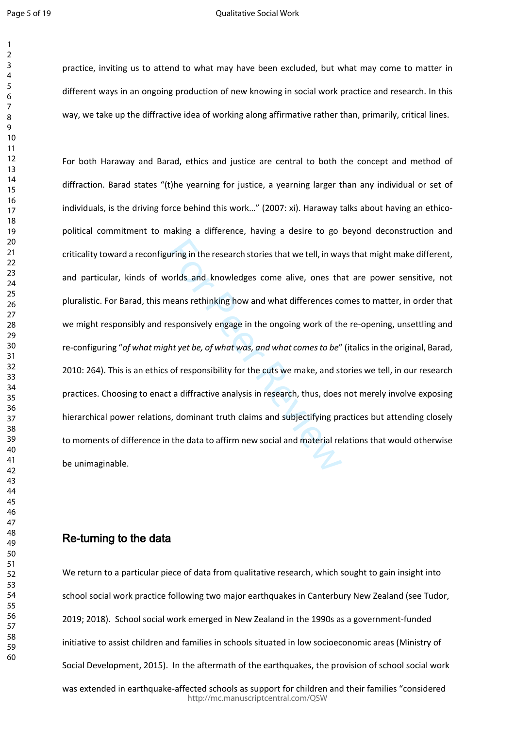practice, inviting us to attend to what may have been excluded, but what may come to matter in different ways in an ongoing production of new knowing in social work practice and research. In this way, we take up the diffractive idea of working along affirmative rather than, primarily, critical lines.

For both Haraway and Barad, ethics and justice are central to both the concept and method of diffraction. Barad states "(t)he yearning for justice, a yearning larger than any individual or set of individuals, is the driving force behind this work…" (2007: xi). Haraway talks about having an ethico-political commitment to making a difference, having a desire to go beyond deconstruction and criticality toward a reconfiguring in the research stories that we tell, in ways that might make different, and particular, kinds of worlds and knowledges come alive, ones that are power sensitive, not pluralistic. For Barad, this means rethinking how and what differences comes to matter, in order that we might responsibly and responsively engage in the ongoing work of the re-opening, unsettling and re-configuring "*of what might yet be, of what was, and what comes to be*" (italics in the original, Barad, 2010: 264). This is an ethics of responsibility for the cuts we make, and stories we tell, in our research practices. Choosing to enact a diffractive analysis in research, thus, does not merely involve exposing hierarchical power relations, dominant truth claims and subjectifying practices but attending closely to moments of difference in the data to affirm new social and material relations that would otherwise be unimaginable.

## Re-turning to the data

We return to a particular piece of data from qualitative research, which sought to gain insight into school social work practice following two major earthquakes in Canterbury New Zealand (see Tudor, 2019; 2018). School social work emerged in New Zealand in the 1990s as a government-funded initiative to assist children and families in schools situated in low socioeconomic areas (Ministry of Social Development, 2015). In the aftermath of the earthquakes, the provision of school social work was extended in earthquake-affected schools as support for children and their families "considered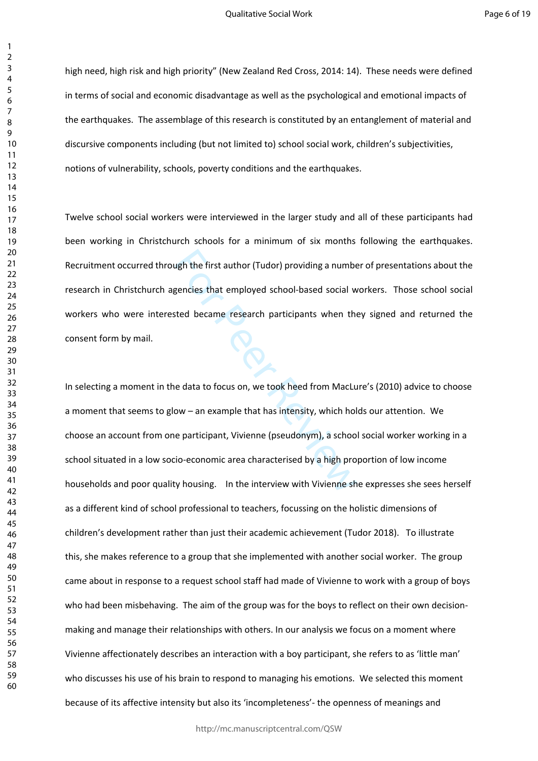high need, high risk and high priority" (New Zealand Red Cross, 2014: 14). These needs were defined in terms of social and economic disadvantage as well as the psychological and emotional impacts of the earthquakes. The assemblage of this research is constituted by an entanglement of material and discursive components including (but not limited to) school social work, children's subjectivities, notions of vulnerability, schools, poverty conditions and the earthquakes.

Twelve school social workers were interviewed in the larger study and all of these participants had been working in Christchurch schools for a minimum of six months following the earthquakes. Recruitment occurred through the first author (Tudor) providing a number of presentations about the research in Christchurch agencies that employed school-based social workers. Those school social workers who were interested became research participants when they signed and returned the consent form by mail.

In selecting a moment in the data to focus on, we took heed from MacLure's (2010) advice to choose a moment that seems to glow – an example that has intensity, which holds our attention. We choose an account from one participant, Vivienne (pseudonym), a school social worker working in a school situated in a low socio-economic area characterised by a high proportion of low income households and poor quality housing. In the interview with Vivienne she expresses she sees herself as a different kind of school professional to teachers, focussing on the holistic dimensions of children's development rather than just their academic achievement (Tudor 2018). To illustrate this, she makes reference to a group that she implemented with another social worker. The group came about in response to a request school staff had made of Vivienne to work with a group of boys who had been misbehaving. The aim of the group was for the boys to reflect on their own decision-making and manage their relationships with others. In our analysis we focus on a moment where Vivienne affectionately describes an interaction with a boy participant, she refers to as 'little man' who discusses his use of his brain to respond to managing his emotions. We selected this moment because of its affective intensity but also its 'incompleteness'- the openness of meanings and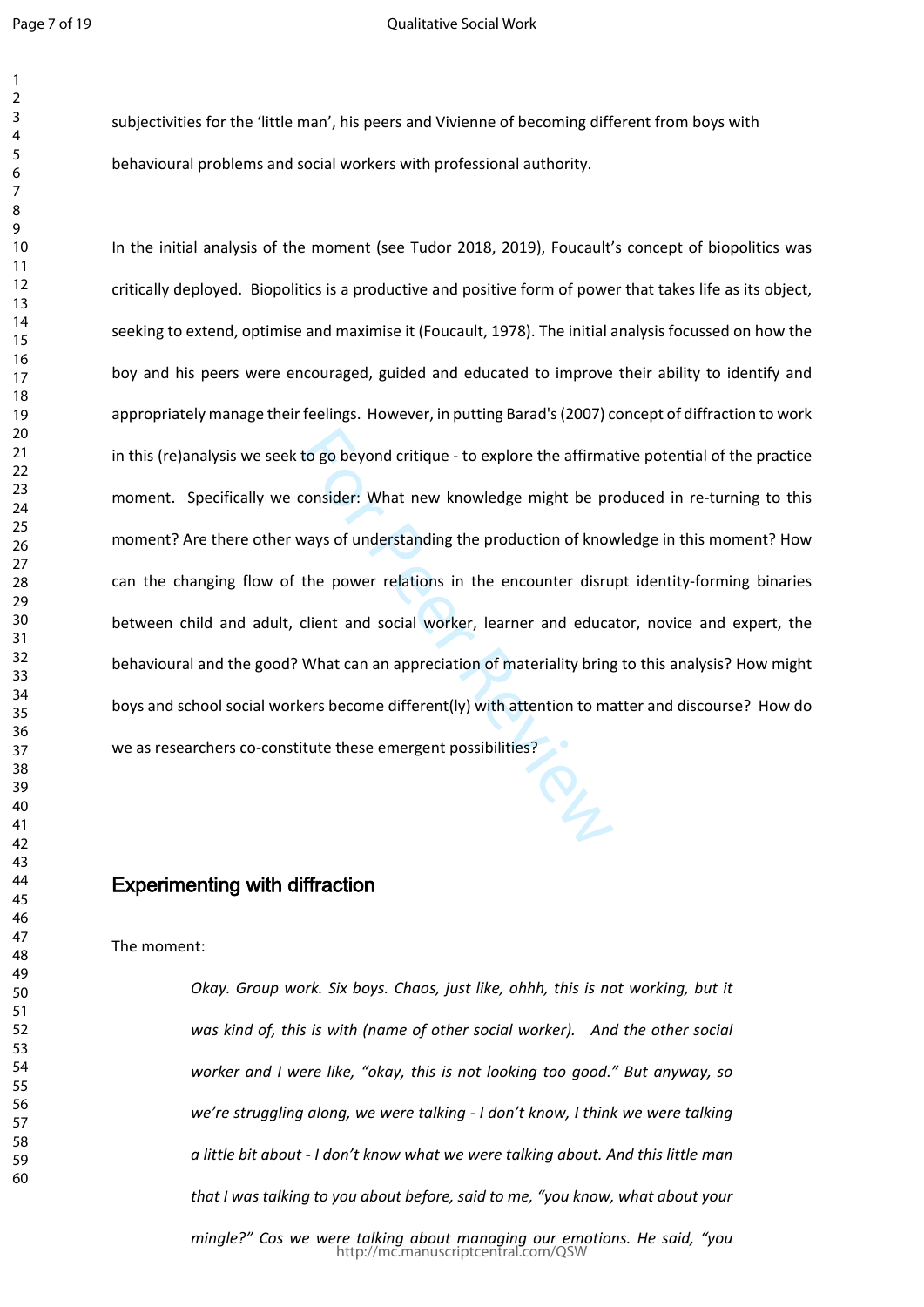subjectivities for the 'little man', his peers and Vivienne of becoming different from boys with behavioural problems and social workers with professional authority.

In the initial analysis of the moment (see Tudor 2018, 2019), Foucault's concept of biopolitics was critically deployed. Biopolitics is a productive and positive form of power that takes life as its object, seeking to extend, optimise and maximise it (Foucault, 1978). The initial analysis focussed on how the boy and his peers were encouraged, guided and educated to improve their ability to identify and appropriately manage their feelings. However, in putting Barad's (2007) concept of diffraction to work in this (re)analysis we seek to go beyond critique - to explore the affirmative potential of the practice moment. Specifically we consider: What new knowledge might be produced in re-turning to this moment? Are there other ways of understanding the production of knowledge in this moment? How can the changing flow of the power relations in the encounter disrupt identity-forming binaries between child and adult, client and social worker, learner and educator, novice and expert, the behavioural and the good? What can an appreciation of materiality bring to this analysis? How might boys and school social workers become different(ly) with attention to matter and discourse? How do we as researchers co-constitute these emergent possibilities?

## Experimenting with diffraction

The moment:

> *Okay. Group work. Six boys. Chaos, just like, ohhh, this is not working, but it was kind of, this is with (name of other social worker). And the other social worker and I were like, "okay, this is not looking too good." But anyway, so we're struggling along, we were talking - I don't know, I think we were talking a little bit about - I don't know what we were talking about. And this little man that I was talking to you about before, said to me, "you know, what about your mingle?" Cos we were talking about managing our emotions. He said, "you*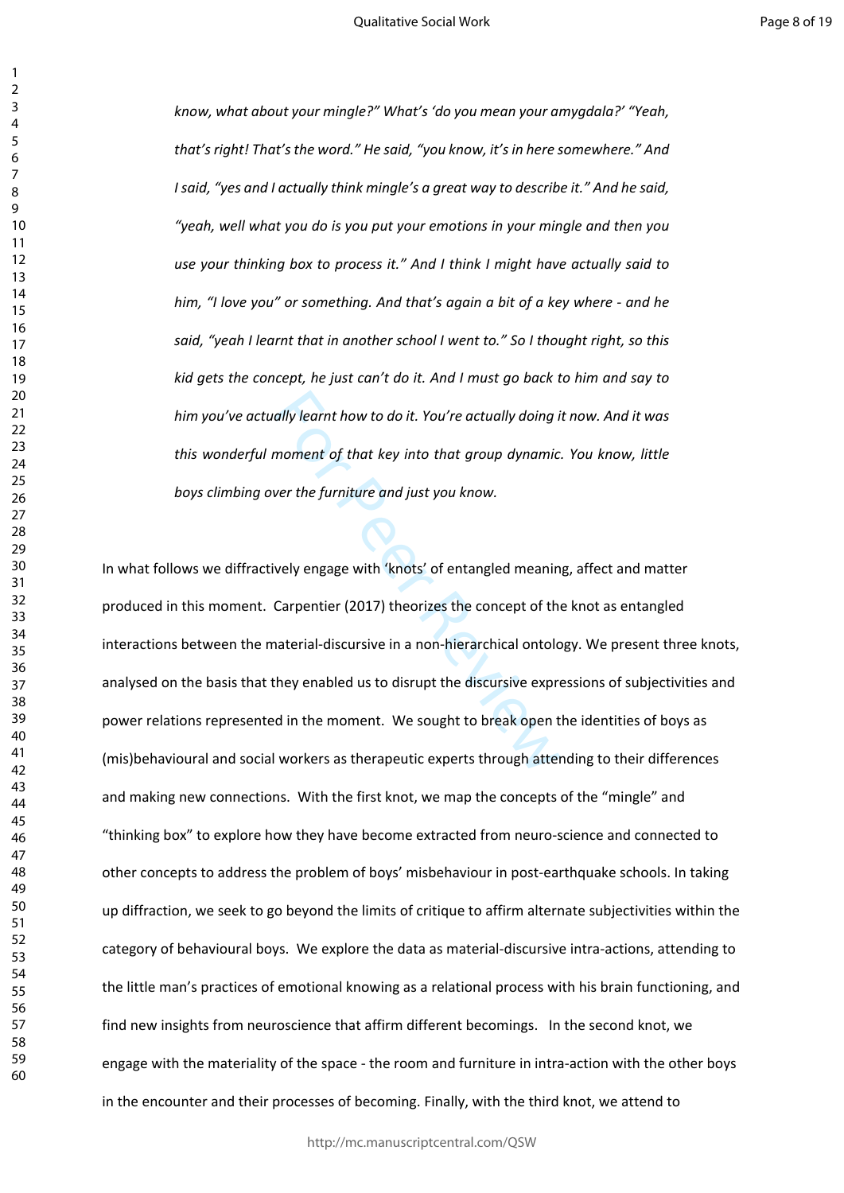*know, what about your mingle?" What's 'do you mean your amygdala?' "Yeah, that's right! That's the word." He said, "you know, it's in here somewhere." And I said, "yes and I actually think mingle's a great way to describe it." And he said, "yeah, well what you do is you put your emotions in your mingle and then you use your thinking box to process it." And I think I might have actually said to him, "I love you" or something. And that's again a bit of a key where - and he said, "yeah I learnt that in another school I went to." So I thought right, so this kid gets the concept, he just can't do it. And I must go back to him and say to him you've actually learnt how to do it. You're actually doing it now. And it was this wonderful moment of that key into that group dynamic. You know, little boys climbing over the furniture and just you know.*

In what follows we diffractively engage with 'knots' of entangled meaning, affect and matter produced in this moment. Carpentier (2017) theorizes the concept of the knot as entangled interactions between the material-discursive in a non-hierarchical ontology. We present three knots, analysed on the basis that they enabled us to disrupt the discursive expressions of subjectivities and power relations represented in the moment. We sought to break open the identities of boys as (mis)behavioural and social workers as therapeutic experts through attending to their differences and making new connections. With the first knot, we map the concepts of the "mingle" and "thinking box" to explore how they have become extracted from neuro-science and connected to other concepts to address the problem of boys' misbehaviour in post-earthquake schools. In taking up diffraction, we seek to go beyond the limits of critique to affirm alternate subjectivities within the category of behavioural boys. We explore the data as material-discursive intra-actions, attending to the little man's practices of emotional knowing as a relational process with his brain functioning, and find new insights from neuroscience that affirm different becomings. In the second knot, we engage with the materiality of the space - the room and furniture in intra-action with the other boys in the encounter and their processes of becoming. Finally, with the third knot, we attend to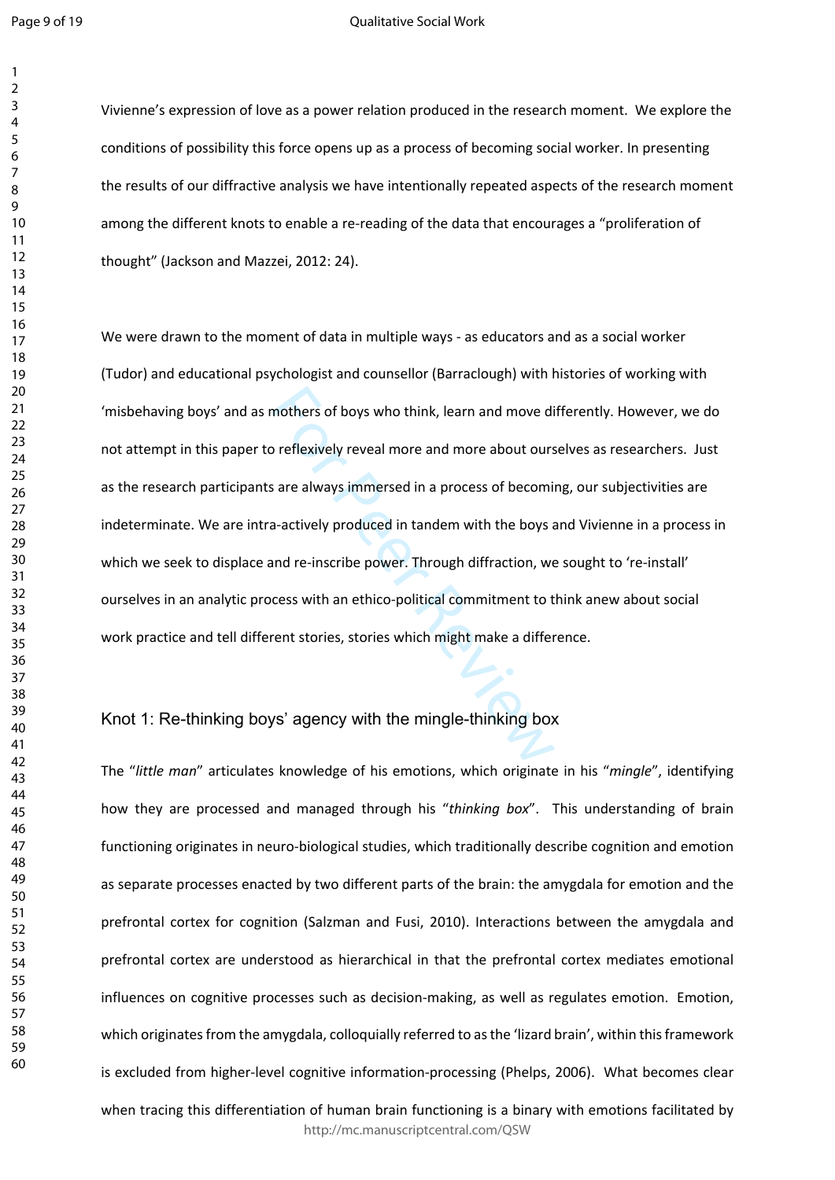Vivienne's expression of love as a power relation produced in the research moment. We explore the conditions of possibility this force opens up as a process of becoming social worker. In presenting the results of our diffractive analysis we have intentionally repeated aspects of the research moment among the different knots to enable a re-reading of the data that encourages a "proliferation of thought" (Jackson and Mazzei, 2012: 24).

We were drawn to the moment of data in multiple ways - as educators and as a social worker (Tudor) and educational psychologist and counsellor (Barraclough) with histories of working with 'misbehaving boys' and as mothers of boys who think, learn and move differently. However, we do not attempt in this paper to reflexively reveal more and more about ourselves as researchers. Just as the research participants are always immersed in a process of becoming, our subjectivities are indeterminate. We are intra-actively produced in tandem with the boys and Vivienne in a process in which we seek to displace and re-inscribe power. Through diffraction, we sought to 're-install' ourselves in an analytic process with an ethico-political commitment to think anew about social work practice and tell different stories, stories which might make a difference.

## Knot 1: Re-thinking boys' agency with the mingle-thinking box

The "*little man*" articulates knowledge of his emotions, which originate in his "*mingle*", identifying how they are processed and managed through his "*thinking box*". This understanding of brain functioning originates in neuro-biological studies, which traditionally describe cognition and emotion as separate processes enacted by two different parts of the brain: the amygdala for emotion and the prefrontal cortex for cognition (Salzman and Fusi, 2010). Interactions between the amygdala and prefrontal cortex are understood as hierarchical in that the prefrontal cortex mediates emotional influences on cognitive processes such as decision-making, as well as regulates emotion. Emotion, which originates from the amygdala, colloquially referred to as the 'lizard brain', within this framework is excluded from higher-level cognitive information-processing (Phelps, 2006). What becomes clear when tracing this differentiation of human brain functioning is a binary with emotions facilitated by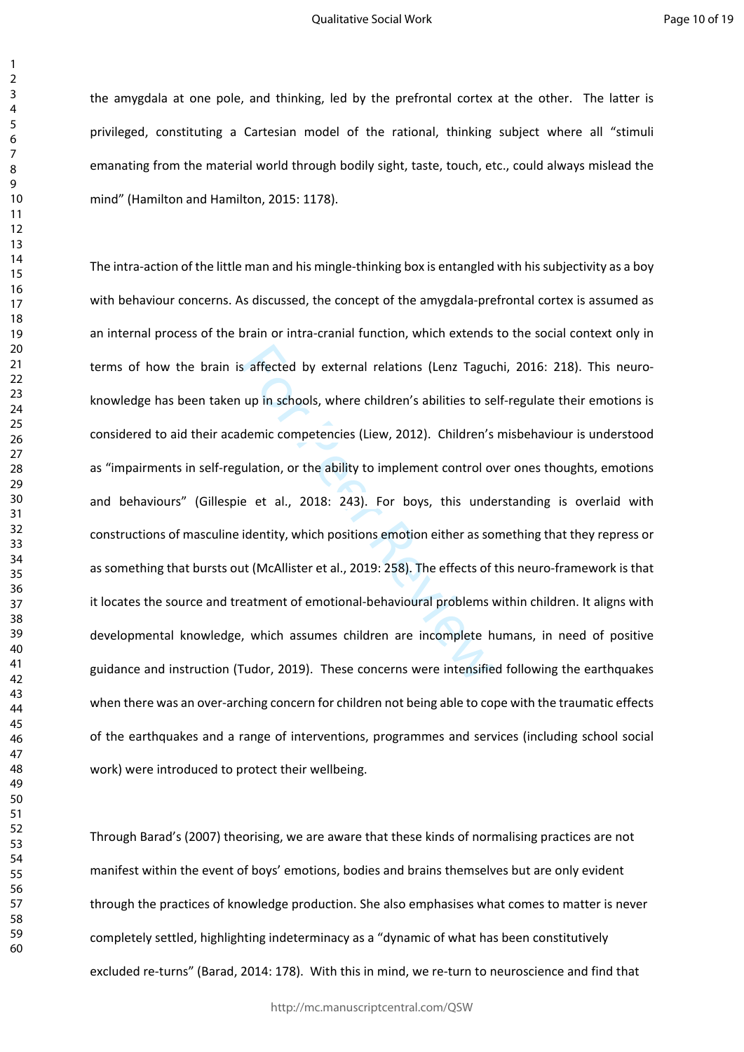the amygdala at one pole, and thinking, led by the prefrontal cortex at the other. The latter is privileged, constituting a Cartesian model of the rational, thinking subject where all "stimuli emanating from the material world through bodily sight, taste, touch, etc., could always mislead the mind" (Hamilton and Hamilton, 2015: 1178).

The intra-action of the little man and his mingle-thinking box is entangled with his subjectivity as a boy with behaviour concerns. As discussed, the concept of the amygdala-prefrontal cortex is assumed as an internal process of the brain or intra-cranial function, which extends to the social context only in terms of how the brain is affected by external relations (Lenz Taguchi, 2016: 218). This neuro-knowledge has been taken up in schools, where children's abilities to self-regulate their emotions is considered to aid their academic competencies (Liew, 2012). Children's misbehaviour is understood as "impairments in self-regulation, or the ability to implement control over ones thoughts, emotions and behaviours" (Gillespie et al., 2018: 243). For boys, this understanding is overlaid with constructions of masculine identity, which positions emotion either as something that they repress or as something that bursts out (McAllister et al., 2019: 258). The effects of this neuro-framework is that it locates the source and treatment of emotional-behavioural problems within children. It aligns with developmental knowledge, which assumes children are incomplete humans, in need of positive guidance and instruction (Tudor, 2019). These concerns were intensified following the earthquakes when there was an over-arching concern for children not being able to cope with the traumatic effects of the earthquakes and a range of interventions, programmes and services (including school social work) were introduced to protect their wellbeing.

Through Barad's (2007) theorising, we are aware that these kinds of normalising practices are not manifest within the event of boys' emotions, bodies and brains themselves but are only evident through the practices of knowledge production. She also emphasises what comes to matter is never completely settled, highlighting indeterminacy as a "dynamic of what has been constitutively excluded re-turns" (Barad, 2014: 178). With this in mind, we re-turn to neuroscience and find that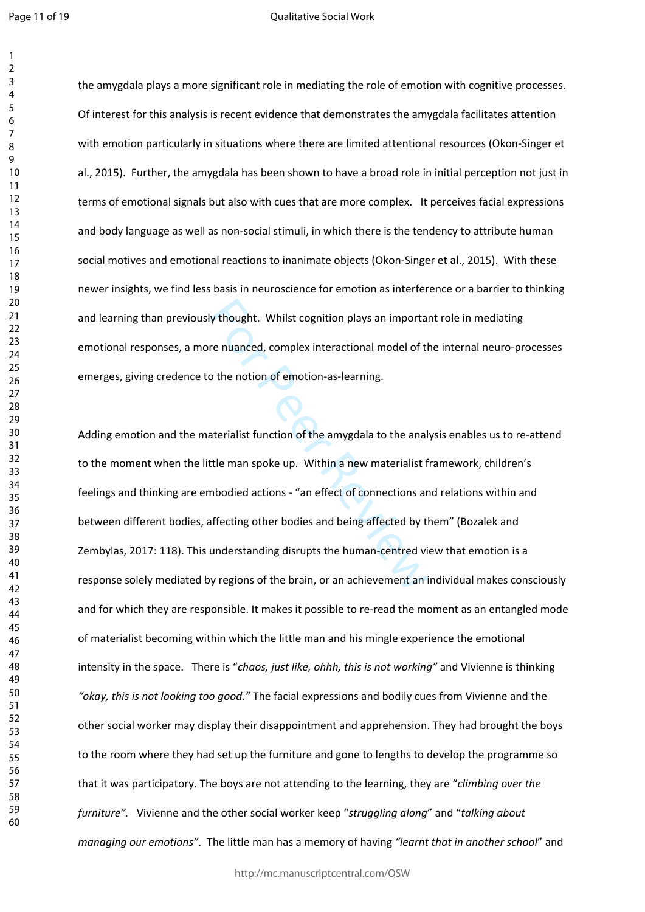the amygdala plays a more significant role in mediating the role of emotion with cognitive processes. Of interest for this analysis is recent evidence that demonstrates the amygdala facilitates attention with emotion particularly in situations where there are limited attentional resources (Okon-Singer et al., 2015). Further, the amygdala has been shown to have a broad role in initial perception not just in terms of emotional signals but also with cues that are more complex. It perceives facial expressions and body language as well as non-social stimuli, in which there is the tendency to attribute human social motives and emotional reactions to inanimate objects (Okon-Singer et al., 2015). With these newer insights, we find less basis in neuroscience for emotion as interference or a barrier to thinking and learning than previously thought. Whilst cognition plays an important role in mediating emotional responses, a more nuanced, complex interactional model of the internal neuro-processes emerges, giving credence to the notion of emotion-as-learning.

Adding emotion and the materialist function of the amygdala to the analysis enables us to re-attend to the moment when the little man spoke up. Within a new materialist framework, children's feelings and thinking are embodied actions - "an effect of connections and relations within and between different bodies, affecting other bodies and being affected by them" (Bozalek and Zembylas, 2017: 118). This understanding disrupts the human-centred view that emotion is a response solely mediated by regions of the brain, or an achievement an individual makes consciously and for which they are responsible. It makes it possible to re-read the moment as an entangled mode of materialist becoming within which the little man and his mingle experience the emotional intensity in the space. There is "*chaos, just like, ohhh, this is not working"* and Vivienne is thinking *"okay, this is not looking too good."* The facial expressions and bodily cues from Vivienne and the other social worker may display their disappointment and apprehension. They had brought the boys to the room where they had set up the furniture and gone to lengths to develop the programme so that it was participatory. The boys are not attending to the learning, they are "*climbing over the furniture".* Vivienne and the other social worker keep "*struggling along*" and "*talking about managing our emotions"*. The little man has a memory of having *"learnt that in another school*" and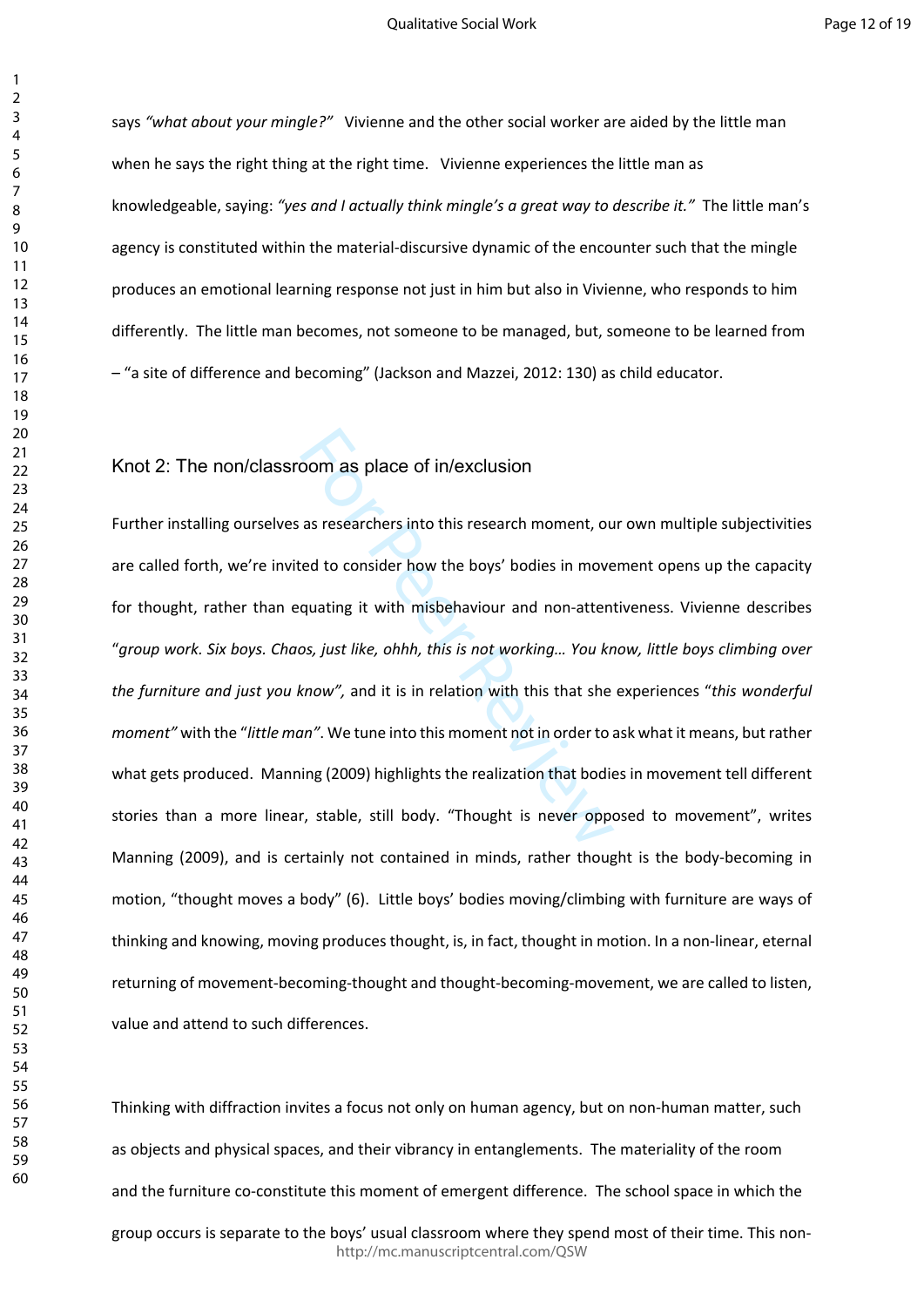says *"what about your mingle?"* Vivienne and the other social worker are aided by the little man when he says the right thing at the right time. Vivienne experiences the little man as knowledgeable, saying: *"yes and I actually think mingle's a great way to describe it."* The little man's agency is constituted within the material-discursive dynamic of the encounter such that the mingle produces an emotional learning response not just in him but also in Vivienne, who responds to him differently. The little man becomes, not someone to be managed, but, someone to be learned from – "a site of difference and becoming" (Jackson and Mazzei, 2012: 130) as child educator.

## Knot 2: The non/classroom as place of in/exclusion

Further installing ourselves as researchers into this research moment, our own multiple subjectivities are called forth, we're invited to consider how the boys' bodies in movement opens up the capacity for thought, rather than equating it with misbehaviour and non-attentiveness. Vivienne describes "*group work. Six boys. Chaos, just like, ohhh, this is not working… You know, little boys climbing over the furniture and just you know",* and it is in relation with this that she experiences "*this wonderful moment"* with the "*little man"*. We tune into this moment not in order to ask what it means, but rather what gets produced. Manning (2009) highlights the realization that bodies in movement tell different stories than a more linear, stable, still body. "Thought is never opposed to movement", writes Manning (2009), and is certainly not contained in minds, rather thought is the body-becoming in motion, "thought moves a body" (6). Little boys' bodies moving/climbing with furniture are ways of thinking and knowing, moving produces thought, is, in fact, thought in motion. In a non-linear, eternal returning of movement-becoming-thought and thought-becoming-movement, we are called to listen, value and attend to such differences.

Thinking with diffraction invites a focus not only on human agency, but on non-human matter, such as objects and physical spaces, and their vibrancy in entanglements. The materiality of the room and the furniture co-constitute this moment of emergent difference. The school space in which the group occurs is separate to the boys' usual classroom where they spend most of their time. This non-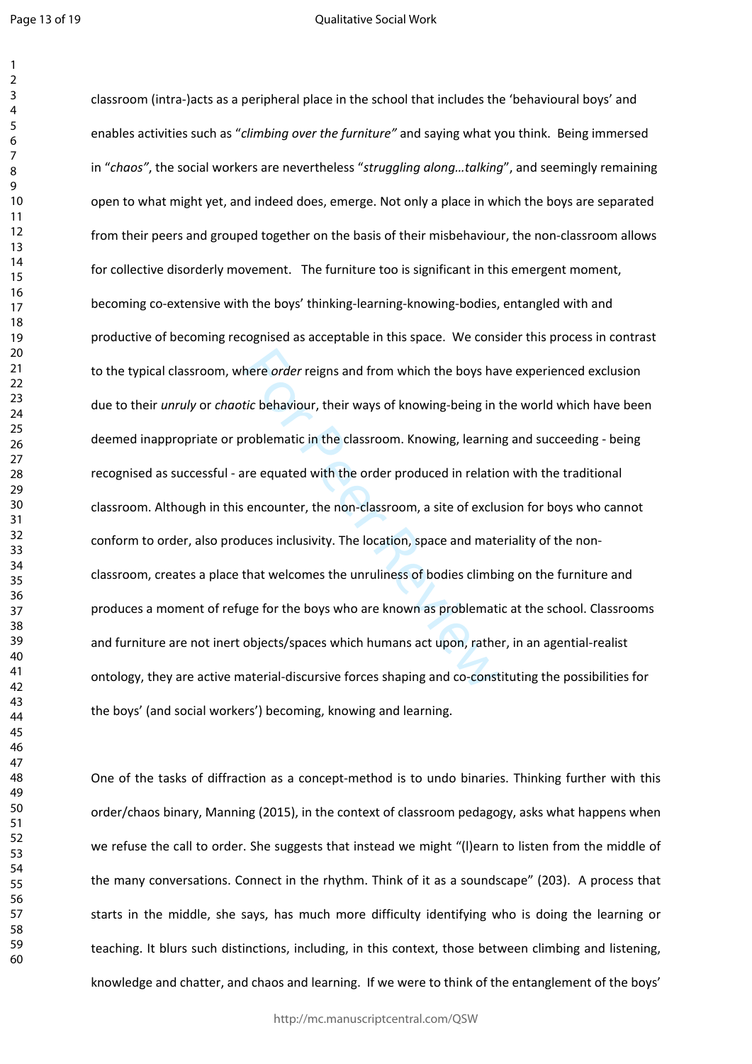classroom (intra-)acts as a peripheral place in the school that includes the 'behavioural boys' and enables activities such as "*climbing over the furniture"* and saying what you think. Being immersed in "*chaos"*, the social workers are nevertheless "*struggling along…talking*", and seemingly remaining open to what might yet, and indeed does, emerge. Not only a place in which the boys are separated from their peers and grouped together on the basis of their misbehaviour, the non-classroom allows for collective disorderly movement. The furniture too is significant in this emergent moment, becoming co-extensive with the boys' thinking-learning-knowing-bodies, entangled with and productive of becoming recognised as acceptable in this space. We consider this process in contrast to the typical classroom, where *order* reigns and from which the boys have experienced exclusion due to their *unruly* or *chaotic* behaviour, their ways of knowing-being in the world which have been deemed inappropriate or problematic in the classroom. Knowing, learning and succeeding - being recognised as successful - are equated with the order produced in relation with the traditional classroom. Although in this encounter, the non-classroom, a site of exclusion for boys who cannot conform to order, also produces inclusivity. The location, space and materiality of the non-classroom, creates a place that welcomes the unruliness of bodies climbing on the furniture and produces a moment of refuge for the boys who are known as problematic at the school. Classrooms and furniture are not inert objects/spaces which humans act upon, rather, in an agential-realist ontology, they are active material-discursive forces shaping and co-constituting the possibilities for the boys' (and social workers') becoming, knowing and learning.

One of the tasks of diffraction as a concept-method is to undo binaries. Thinking further with this order/chaos binary, Manning (2015), in the context of classroom pedagogy, asks what happens when we refuse the call to order. She suggests that instead we might "(l)earn to listen from the middle of the many conversations. Connect in the rhythm. Think of it as a soundscape" (203). A process that starts in the middle, she says, has much more difficulty identifying who is doing the learning or teaching. It blurs such distinctions, including, in this context, those between climbing and listening, knowledge and chatter, and chaos and learning. If we were to think of the entanglement of the boys'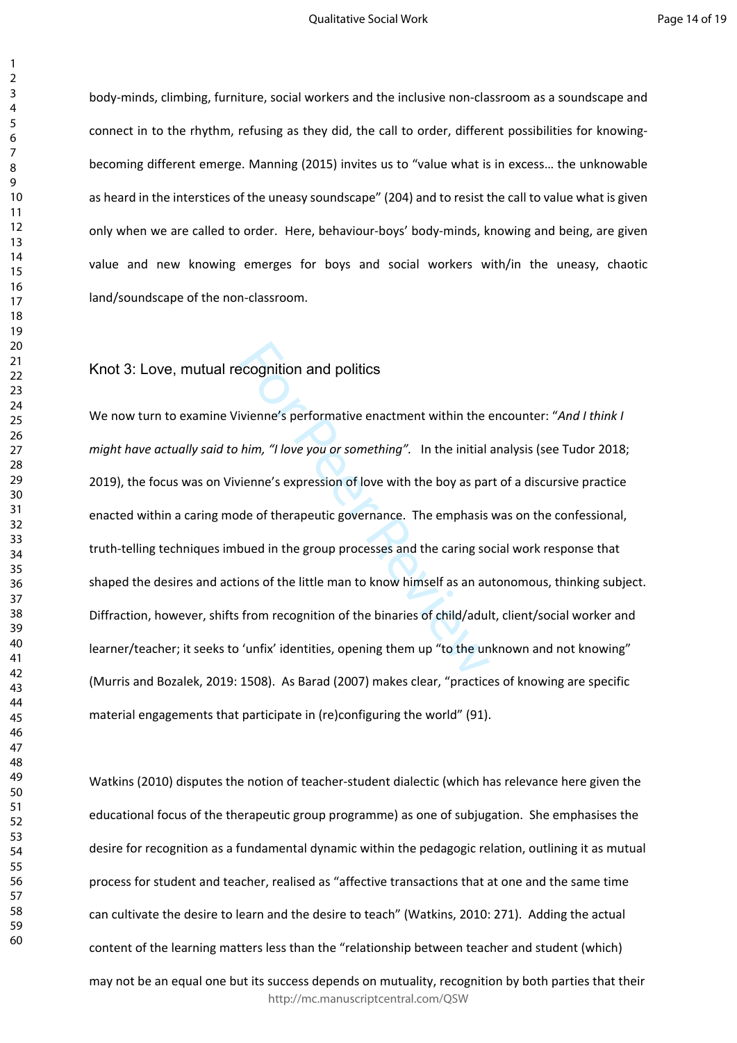body-minds, climbing, furniture, social workers and the inclusive non-classroom as a soundscape and connect in to the rhythm, refusing as they did, the call to order, different possibilities for knowing-becoming different emerge. Manning (2015) invites us to "value what is in excess… the unknowable as heard in the interstices of the uneasy soundscape" (204) and to resist the call to value what is given only when we are called to order. Here, behaviour-boys' body-minds, knowing and being, are given value and new knowing emerges for boys and social workers with/in the uneasy, chaotic land/soundscape of the non-classroom.

## Knot 3: Love, mutual recognition and politics

We now turn to examine Vivienne's performative enactment within the encounter: "*And I think I might have actually said to him, "I love you or something".* In the initial analysis (see Tudor 2018; 2019), the focus was on Vivienne's expression of love with the boy as part of a discursive practice enacted within a caring mode of therapeutic governance. The emphasis was on the confessional, truth-telling techniques imbued in the group processes and the caring social work response that shaped the desires and actions of the little man to know himself as an autonomous, thinking subject. Diffraction, however, shifts from recognition of the binaries of child/adult, client/social worker and learner/teacher; it seeks to 'unfix' identities, opening them up "to the unknown and not knowing" (Murris and Bozalek, 2019: 1508). As Barad (2007) makes clear, "practices of knowing are specific material engagements that participate in (re)configuring the world" (91).

Watkins (2010) disputes the notion of teacher-student dialectic (which has relevance here given the educational focus of the therapeutic group programme) as one of subjugation. She emphasises the desire for recognition as a fundamental dynamic within the pedagogic relation, outlining it as mutual process for student and teacher, realised as "affective transactions that at one and the same time can cultivate the desire to learn and the desire to teach" (Watkins, 2010: 271). Adding the actual content of the learning matters less than the "relationship between teacher and student (which) may not be an equal one but its success depends on mutuality, recognition by both parties that their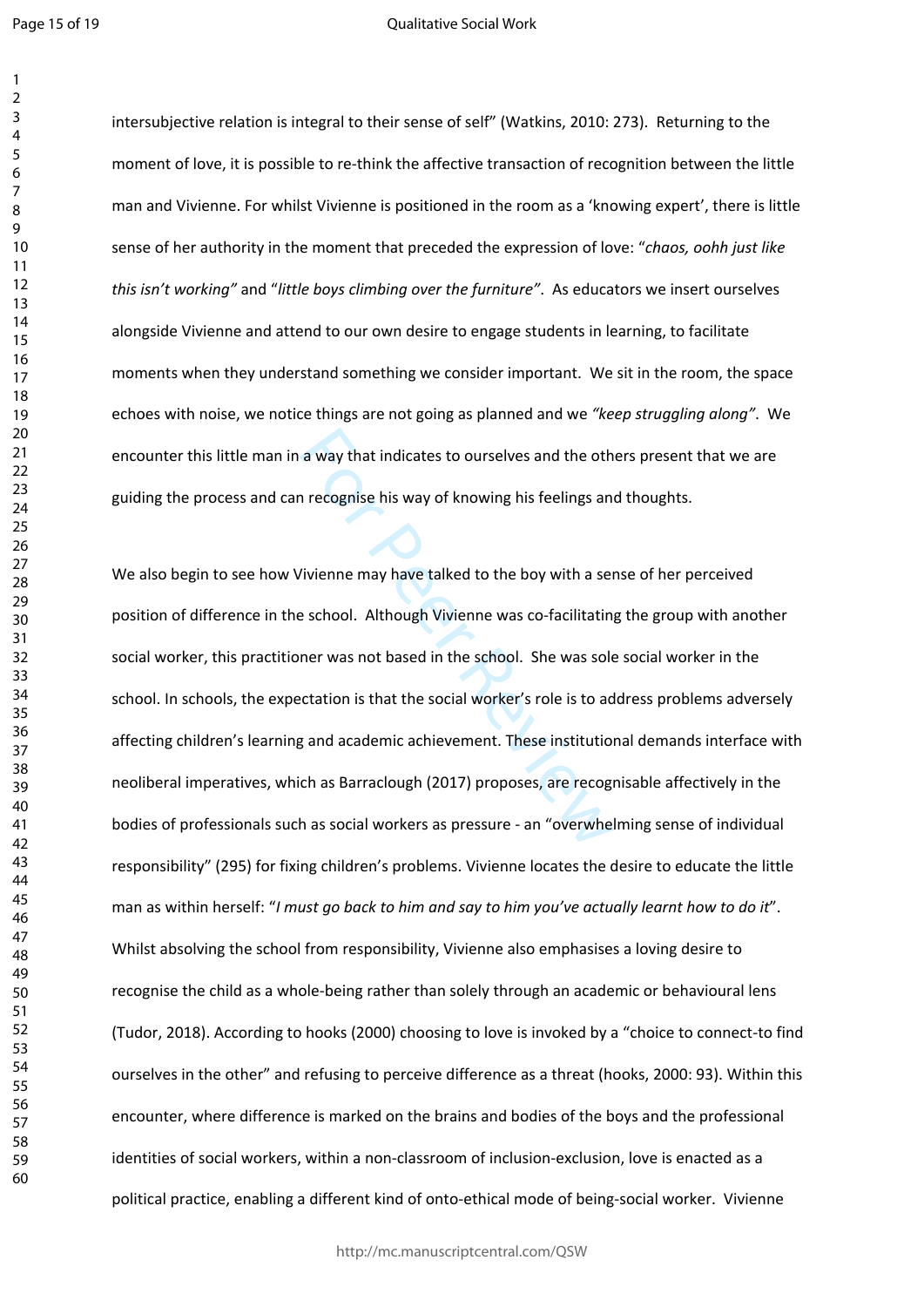intersubjective relation is integral to their sense of self" (Watkins, 2010: 273). Returning to the moment of love, it is possible to re-think the affective transaction of recognition between the little man and Vivienne. For whilst Vivienne is positioned in the room as a 'knowing expert', there is little sense of her authority in the moment that preceded the expression of love: "*chaos, oohh just like this isn't working"* and "*little boys climbing over the furniture"*. As educators we insert ourselves alongside Vivienne and attend to our own desire to engage students in learning, to facilitate moments when they understand something we consider important. We sit in the room, the space echoes with noise, we notice things are not going as planned and we *"keep struggling along"*. We encounter this little man in a way that indicates to ourselves and the others present that we are guiding the process and can recognise his way of knowing his feelings and thoughts.

We also begin to see how Vivienne may have talked to the boy with a sense of her perceived position of difference in the school. Although Vivienne was co-facilitating the group with another social worker, this practitioner was not based in the school. She was sole social worker in the school. In schools, the expectation is that the social worker's role is to address problems adversely affecting children's learning and academic achievement. These institutional demands interface with neoliberal imperatives, which as Barraclough (2017) proposes, are recognisable affectively in the bodies of professionals such as social workers as pressure - an "overwhelming sense of individual responsibility" (295) for fixing children's problems. Vivienne locates the desire to educate the little man as within herself: "*I must go back to him and say to him you've actually learnt how to do it*". Whilst absolving the school from responsibility, Vivienne also emphasises a loving desire to recognise the child as a whole-being rather than solely through an academic or behavioural lens (Tudor, 2018). According to hooks (2000) choosing to love is invoked by a "choice to connect-to find ourselves in the other" and refusing to perceive difference as a threat (hooks, 2000: 93). Within this encounter, where difference is marked on the brains and bodies of the boys and the professional identities of social workers, within a non-classroom of inclusion-exclusion, love is enacted as a political practice, enabling a different kind of onto-ethical mode of being-social worker. Vivienne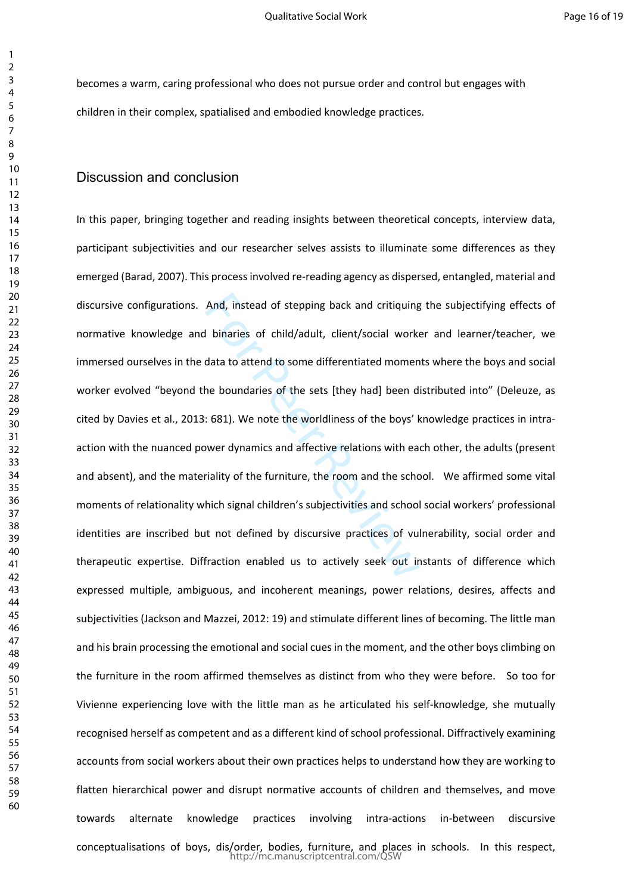becomes a warm, caring professional who does not pursue order and control but engages with children in their complex, spatialised and embodied knowledge practices.

## Discussion and conclusion

In this paper, bringing together and reading insights between theoretical concepts, interview data, participant subjectivities and our researcher selves assists to illuminate some differences as they emerged (Barad, 2007). This process involved re-reading agency as dispersed, entangled, material and discursive configurations. And, instead of stepping back and critiquing the subjectifying effects of normative knowledge and binaries of child/adult, client/social worker and learner/teacher, we immersed ourselves in the data to attend to some differentiated moments where the boys and social worker evolved "beyond the boundaries of the sets [they had] been distributed into" (Deleuze, as cited by Davies et al., 2013: 681). We note the worldliness of the boys' knowledge practices in intra-action with the nuanced power dynamics and affective relations with each other, the adults (present and absent), and the materiality of the furniture, the room and the school. We affirmed some vital moments of relationality which signal children's subjectivities and school social workers' professional identities are inscribed but not defined by discursive practices of vulnerability, social order and therapeutic expertise. Diffraction enabled us to actively seek out instants of difference which expressed multiple, ambiguous, and incoherent meanings, power relations, desires, affects and subjectivities (Jackson and Mazzei, 2012: 19) and stimulate different lines of becoming. The little man and his brain processing the emotional and social cues in the moment, and the other boys climbing on the furniture in the room affirmed themselves as distinct from who they were before. So too for Vivienne experiencing love with the little man as he articulated his self-knowledge, she mutually recognised herself as competent and as a different kind of school professional. Diffractively examining accounts from social workers about their own practices helps to understand how they are working to flatten hierarchical power and disrupt normative accounts of children and themselves, and move towards alternate knowledge practices involving intra-actions in-between discursive conceptualisations of boys, dis/order, bodies, furniture, and places in schools. In this respect,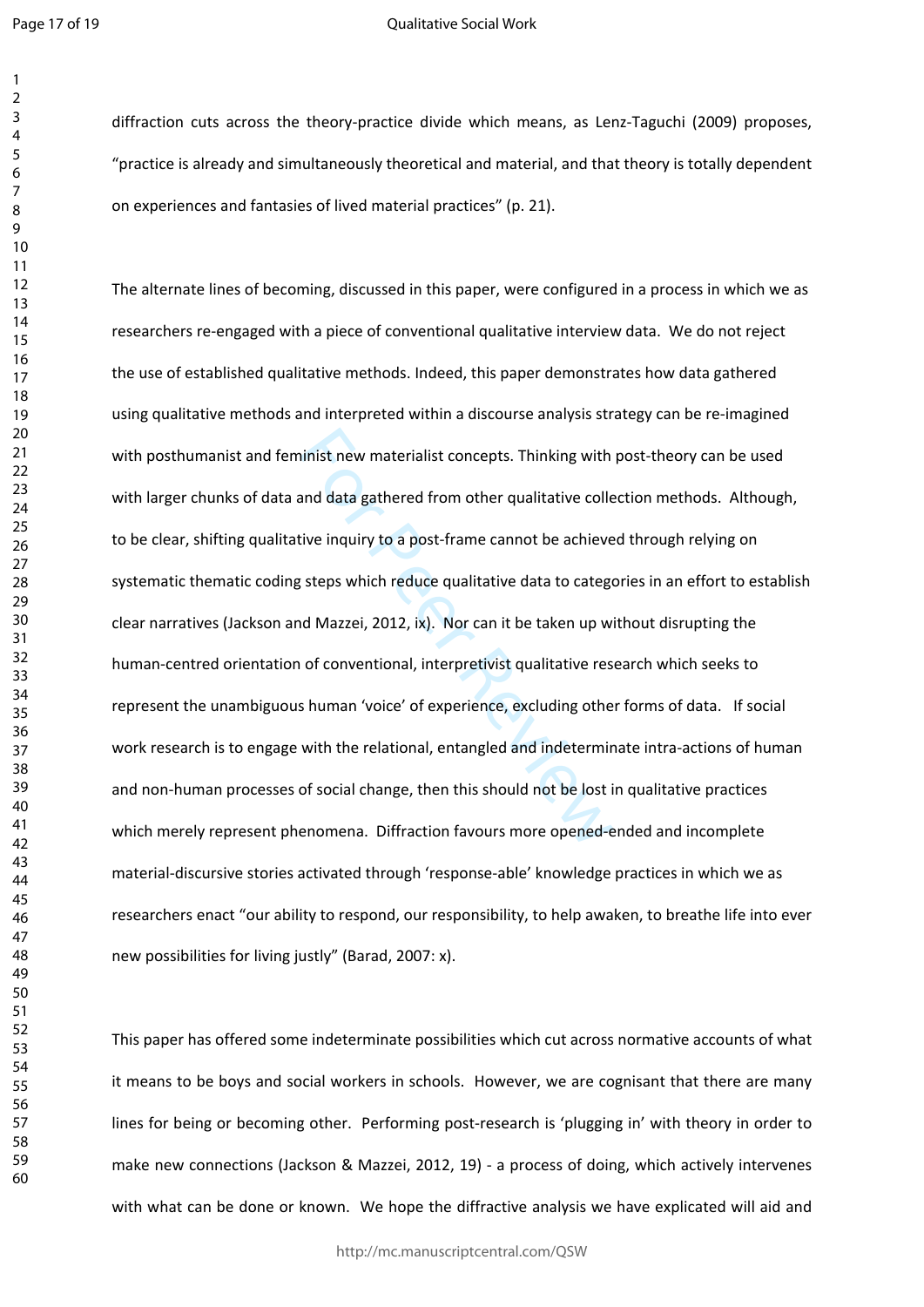diffraction cuts across the theory-practice divide which means, as Lenz-Taguchi (2009) proposes, "practice is already and simultaneously theoretical and material, and that theory is totally dependent on experiences and fantasies of lived material practices" (p. 21).

The alternate lines of becoming, discussed in this paper, were configured in a process in which we as researchers re-engaged with a piece of conventional qualitative interview data. We do not reject the use of established qualitative methods. Indeed, this paper demonstrates how data gathered using qualitative methods and interpreted within a discourse analysis strategy can be re-imagined with posthumanist and feminist new materialist concepts. Thinking with post-theory can be used with larger chunks of data and data gathered from other qualitative collection methods. Although, to be clear, shifting qualitative inquiry to a post-frame cannot be achieved through relying on systematic thematic coding steps which reduce qualitative data to categories in an effort to establish clear narratives (Jackson and Mazzei, 2012, ix). Nor can it be taken up without disrupting the human-centred orientation of conventional, interpretivist qualitative research which seeks to represent the unambiguous human 'voice' of experience, excluding other forms of data. If social work research is to engage with the relational, entangled and indeterminate intra-actions of human and non-human processes of social change, then this should not be lost in qualitative practices which merely represent phenomena. Diffraction favours more opened-ended and incomplete material-discursive stories activated through 'response-able' knowledge practices in which we as researchers enact "our ability to respond, our responsibility, to help awaken, to breathe life into ever new possibilities for living justly" (Barad, 2007: x).

This paper has offered some indeterminate possibilities which cut across normative accounts of what it means to be boys and social workers in schools. However, we are cognisant that there are many lines for being or becoming other. Performing post-research is 'plugging in' with theory in order to make new connections (Jackson & Mazzei, 2012, 19) - a process of doing, which actively intervenes with what can be done or known. We hope the diffractive analysis we have explicated will aid and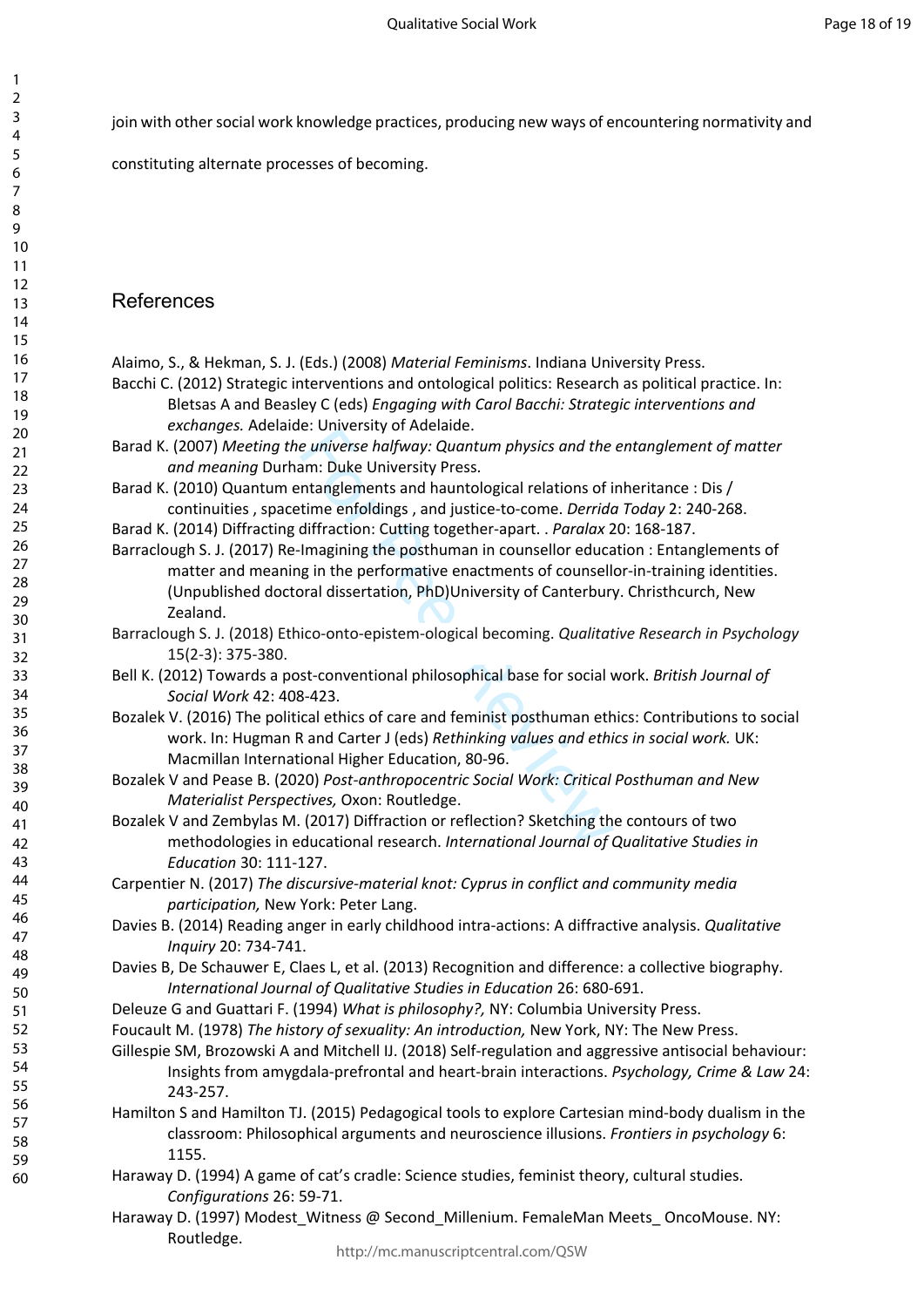join with other social work knowledge practices, producing new ways of encountering normativity and constituting alternate processes of becoming.

## References

Alaimo, S., & Hekman, S. J. (Eds.) (2008) *Material Feminisms*. Indiana University Press.

Bacchi C. (2012) Strategic interventions and ontological politics: Research as political practice. In: Bletsas A and Beasley C (eds) *Engaging with Carol Bacchi: Strategic interventions and exchanges.* Adelaide: University of Adelaide.

Barad K. (2007) *Meeting the universe halfway: Quantum physics and the entanglement of matter and meaning* Durham: Duke University Press.

Barad K. (2010) Quantum entanglements and hauntological relations of inheritance : Dis / continuities , spacetime enfoldings , and justice-to-come. *Derrida Today* 2: 240-268.

Barad K. (2014) Diffracting diffraction: Cutting together-apart. . *Paralax* 20: 168-187.

Barraclough S. J. (2017) Re-Imagining the posthuman in counsellor education : Entanglements of matter and meaning in the performative enactments of counsellor-in-training identities. (Unpublished doctoral dissertation, PhD)University of Canterbury. Christhcurch, New Zealand.

Barraclough S. J. (2018) Ethico-onto-epistem-ological becoming. *Qualitative Research in Psychology* 15(2-3): 375-380.

Bell K. (2012) Towards a post-conventional philosophical base for social work. *British Journal of Social Work* 42: 408-423.

Bozalek V. (2016) The political ethics of care and feminist posthuman ethics: Contributions to social work. In: Hugman R and Carter J (eds) *Rethinking values and ethics in social work.* UK: Macmillan International Higher Education, 80-96.

Bozalek V and Pease B. (2020) *Post-anthropocentric Social Work: Critical Posthuman and New Materialist Perspectives,* Oxon: Routledge.

Bozalek V and Zembylas M. (2017) Diffraction or reflection? Sketching the contours of two methodologies in educational research. *International Journal of Qualitative Studies in Education* 30: 111-127.

Carpentier N. (2017) *The discursive-material knot: Cyprus in conflict and community media participation,* New York: Peter Lang.

Davies B. (2014) Reading anger in early childhood intra-actions: A diffractive analysis. *Qualitative Inquiry* 20: 734-741.

Davies B, De Schauwer E, Claes L, et al. (2013) Recognition and difference: a collective biography. *International Journal of Qualitative Studies in Education* 26: 680-691.

Deleuze G and Guattari F. (1994) *What is philosophy?,* NY: Columbia University Press.

Foucault M. (1978) *The history of sexuality: An introduction,* New York, NY: The New Press.

Gillespie SM, Brozowski A and Mitchell IJ. (2018) Self-regulation and aggressive antisocial behaviour: Insights from amygdala-prefrontal and heart-brain interactions. *Psychology, Crime & Law* 24: 243-257.

Hamilton S and Hamilton TJ. (2015) Pedagogical tools to explore Cartesian mind-body dualism in the classroom: Philosophical arguments and neuroscience illusions. *Frontiers in psychology* 6: 1155.

Haraway D. (1994) A game of cat's cradle: Science studies, feminist theory, cultural studies. *Configurations* 26: 59-71.

Haraway D. (1997) Modest_Witness @ Second_Millenium. FemaleMan Meets_ OncoMouse. NY: Routledge.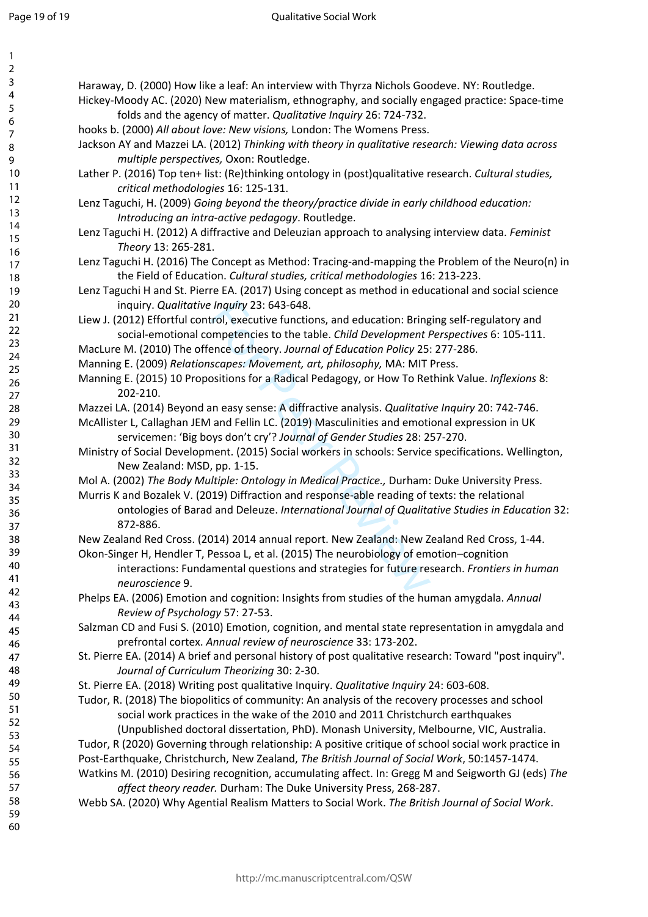Haraway, D. (2000) How like a leaf: An interview with Thyrza Nichols Goodeve. NY: Routledge.

Hickey-Moody AC. (2020) New materialism, ethnography, and socially engaged practice: Space-time folds and the agency of matter. *Qualitative Inquiry* 26: 724-732.

hooks b. (2000) *All about love: New visions,* London: The Womens Press.

Jackson AY and Mazzei LA. (2012) *Thinking with theory in qualitative research: Viewing data across multiple perspectives,* Oxon: Routledge.

Lather P. (2016) Top ten+ list: (Re)thinking ontology in (post)qualitative research. *Cultural studies, critical methodologies* 16: 125-131.

Lenz Taguchi, H. (2009) *Going beyond the theory/practice divide in early childhood education: Introducing an intra-active pedagogy*. Routledge.

Lenz Taguchi H. (2012) A diffractive and Deleuzian approach to analysing interview data. *Feminist Theory* 13: 265-281.

Lenz Taguchi H. (2016) The Concept as Method: Tracing-and-mapping the Problem of the Neuro(n) in the Field of Education. *Cultural studies, critical methodologies* 16: 213-223.

Lenz Taguchi H and St. Pierre EA. (2017) Using concept as method in educational and social science inquiry. *Qualitative Inquiry* 23: 643-648.

Liew J. (2012) Effortful control, executive functions, and education: Bringing self-regulatory and social-emotional competencies to the table. *Child Development Perspectives* 6: 105-111.

MacLure M. (2010) The offence of theory. *Journal of Education Policy* 25: 277-286.

Manning E. (2009) *Relationscapes: Movement, art, philosophy,* MA: MIT Press.

Manning E. (2015) 10 Propositions for a Radical Pedagogy, or How To Rethink Value. *Inflexions* 8: 202-210.

Mazzei LA. (2014) Beyond an easy sense: A diffractive analysis. *Qualitative Inquiry* 20: 742-746.

McAllister L, Callaghan JEM and Fellin LC. (2019) Masculinities and emotional expression in UK servicemen: 'Big boys don't cry'? *Journal of Gender Studies* 28: 257-270.

Ministry of Social Development. (2015) Social workers in schools: Service specifications. Wellington, New Zealand: MSD, pp. 1-15.

Mol A. (2002) *The Body Multiple: Ontology in Medical Practice.,* Durham: Duke University Press.

Murris K and Bozalek V. (2019) Diffraction and response-able reading of texts: the relational ontologies of Barad and Deleuze. *International Journal of Qualitative Studies in Education* 32: 872-886.

New Zealand Red Cross. (2014) 2014 annual report. New Zealand: New Zealand Red Cross, 1-44.

Okon-Singer H, Hendler T, Pessoa L, et al. (2015) The neurobiology of emotion–cognition interactions: Fundamental questions and strategies for future research. *Frontiers in human neuroscience* 9.

Phelps EA. (2006) Emotion and cognition: Insights from studies of the human amygdala. *Annual Review of Psychology* 57: 27-53.

Salzman CD and Fusi S. (2010) Emotion, cognition, and mental state representation in amygdala and prefrontal cortex. *Annual review of neuroscience* 33: 173-202.

St. Pierre EA. (2014) A brief and personal history of post qualitative research: Toward "post inquiry". *Journal of Curriculum Theorizing* 30: 2-30.

St. Pierre EA. (2018) Writing post qualitative Inquiry. *Qualitative Inquiry* 24: 603-608.

Tudor, R. (2018) The biopolitics of community: An analysis of the recovery processes and school social work practices in the wake of the 2010 and 2011 Christchurch earthquakes (Unpublished doctoral dissertation, PhD). Monash University, Melbourne, VIC, Australia.

Tudor, R (2020) Governing through relationship: A positive critique of school social work practice in Post-Earthquake, Christchurch, New Zealand, *The British Journal of Social Work*, 50:1457-1474.

Watkins M. (2010) Desiring recognition, accumulating affect. In: Gregg M and Seigworth GJ (eds) *The affect theory reader.* Durham: The Duke University Press, 268-287.

Webb SA. (2020) Why Agential Realism Matters to Social Work. *The British Journal of Social Work*.